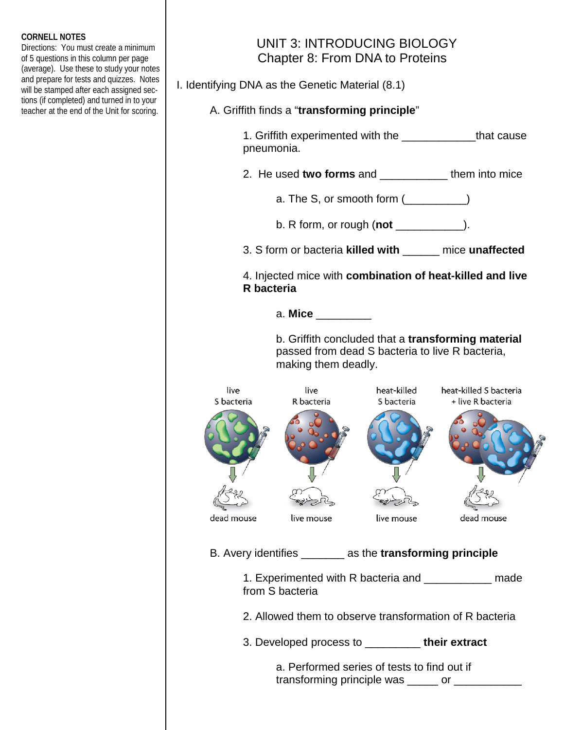**CORNELL NOTES**

Directions: You must create a minimum of 5 questions in this column per page (average). Use these to study your notes and prepare for tests and quizzes. Notes will be stamped after each assigned sections (if completed) and turned in to your teacher at the end of the Unit for scoring.

# UNIT 3: INTRODUCING BIOLOGY
## Chapter 8: From DNA to Proteins

I. Identifying DNA as the Genetic Material (8.1)

A. Griffith finds a "**transforming principle**"

1. Griffith experimented with the ____________that cause pneumonia.

2. He used **two forms** and ___________ them into mice

   a. The S, or smooth form (__________)

   b. R form, or rough (**not** ___________).

3. S form or bacteria **killed with** ______ mice **unaffected**

4. Injected mice with **combination of heat-killed and live R bacteria**

   a. **Mice** _________

   b. Griffith concluded that a **transforming material** passed from dead S bacteria to live R bacteria, making them deadly.

| live S bacteria | live R bacteria | heat-killed S bacteria | heat-killed S bacteria + live R bacteria |
|---|---|---|---|
| dead mouse | live mouse | live mouse | dead mouse |

B. Avery identifies _______ as the **transforming principle**

1. Experimented with R bacteria and ___________ made from S bacteria

2. Allowed them to observe transformation of R bacteria

3. Developed process to _________ **their extract**

   a. Performed series of tests to find out if transforming principle was _____ or ___________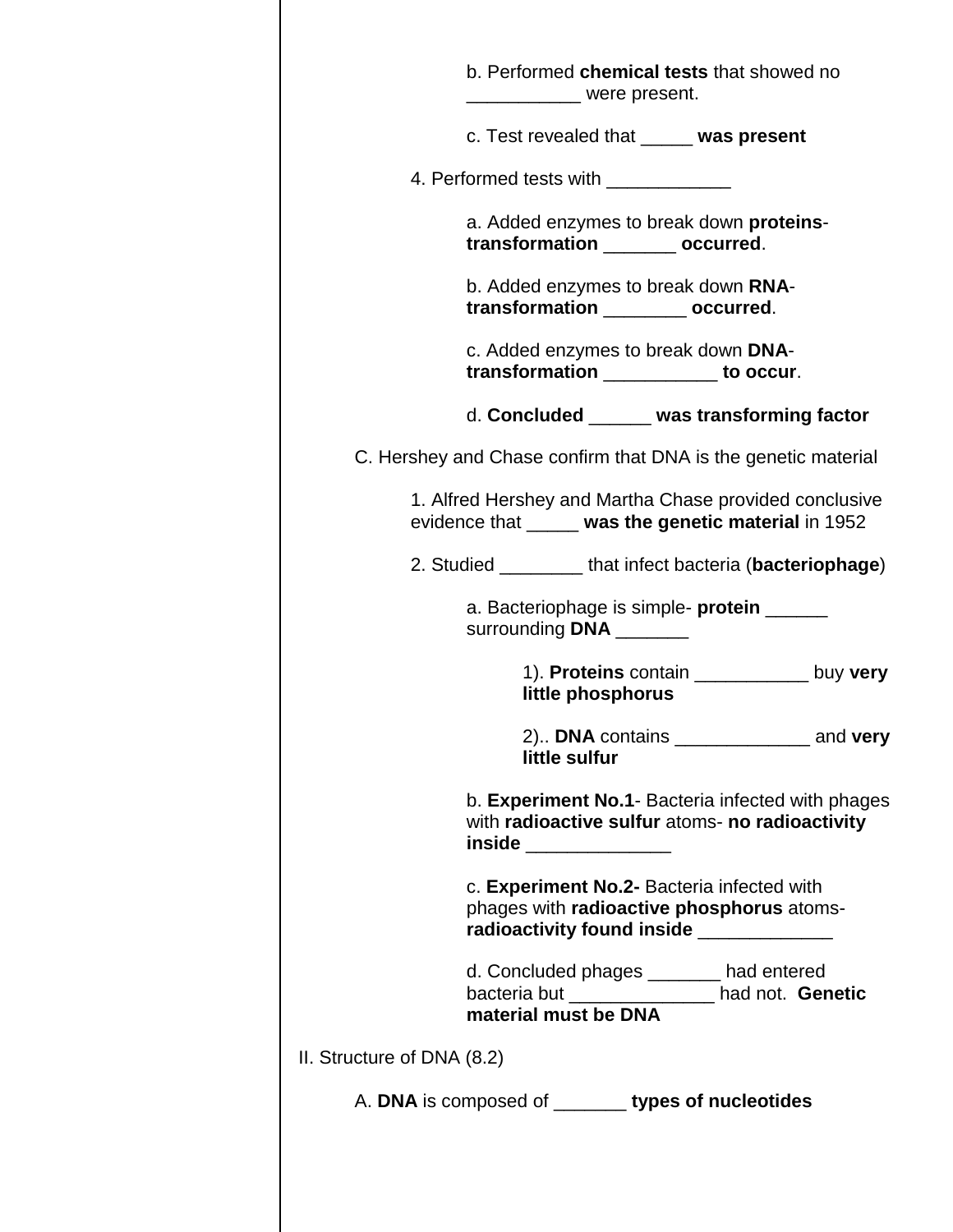b. Performed **chemical tests** that showed no ___________ were present.

c. Test revealed that _____ **was present**

4. Performed tests with ____________

a. Added enzymes to break down **proteins**- **transformation** _______ **occurred**.

b. Added enzymes to break down **RNA**- **transformation** ________ **occurred**.

c. Added enzymes to break down **DNA**- **transformation** ___________ **to occur**.

d. **Concluded** ______ **was transforming factor**

C. Hershey and Chase confirm that DNA is the genetic material

1. Alfred Hershey and Martha Chase provided conclusive evidence that _____ **was the genetic material** in 1952

2. Studied ________ that infect bacteria (**bacteriophage**)

a. Bacteriophage is simple- **protein** ______ surrounding **DNA** _______

1). **Proteins** contain ___________ buy **very little phosphorus**

2).. **DNA** contains _____________ and **very little sulfur**

b. **Experiment No.1**- Bacteria infected with phages with **radioactive sulfur** atoms- **no radioactivity inside** ______________

c. **Experiment No.2-** Bacteria infected with phages with **radioactive phosphorus** atoms- **radioactivity found inside** _____________

d. Concluded phages _______ had entered bacteria but ______________ had not. **Genetic material must be DNA**

II. Structure of DNA (8.2)

A. **DNA** is composed of _______ **types of nucleotides**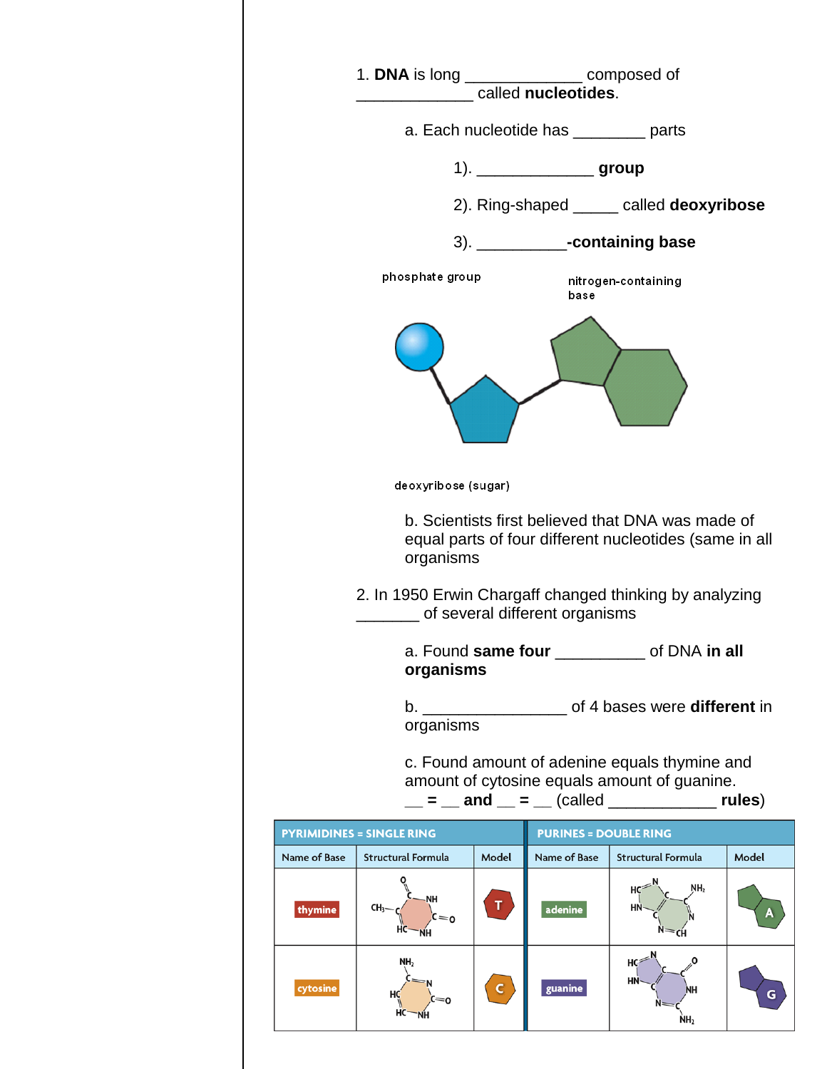1. **DNA** is long _____________ composed of _____________ called **nucleotides**.

   a. Each nucleotide has ________ parts

      1). _____________ **group**

      2). Ring-shaped _____ called **deoxyribose**

      3). __________**-containing base**

phosphate group

nitrogen-containing base

deoxyribose (sugar)

   b. Scientists first believed that DNA was made of equal parts of four different nucleotides (same in all organisms

2. In 1950 Erwin Chargaff changed thinking by analyzing _______ of several different organisms

   a. Found **same four** __________ of DNA **in all organisms**

   b. ________________ of 4 bases were **different** in organisms

   c. Found amount of adenine equals thymine and amount of cytosine equals amount of guanine.
   **__ = __ and __ = __** (called ____________ **rules**)

| PYRIMIDINES = SINGLE RING | | | PURINES = DOUBLE RING | | |
|---|---|---|---|---|---|
| Name of Base | Structural Formula | Model | Name of Base | Structural Formula | Model |
| thymine | | T | adenine | | A |
| cytosine | | C | guanine | | G |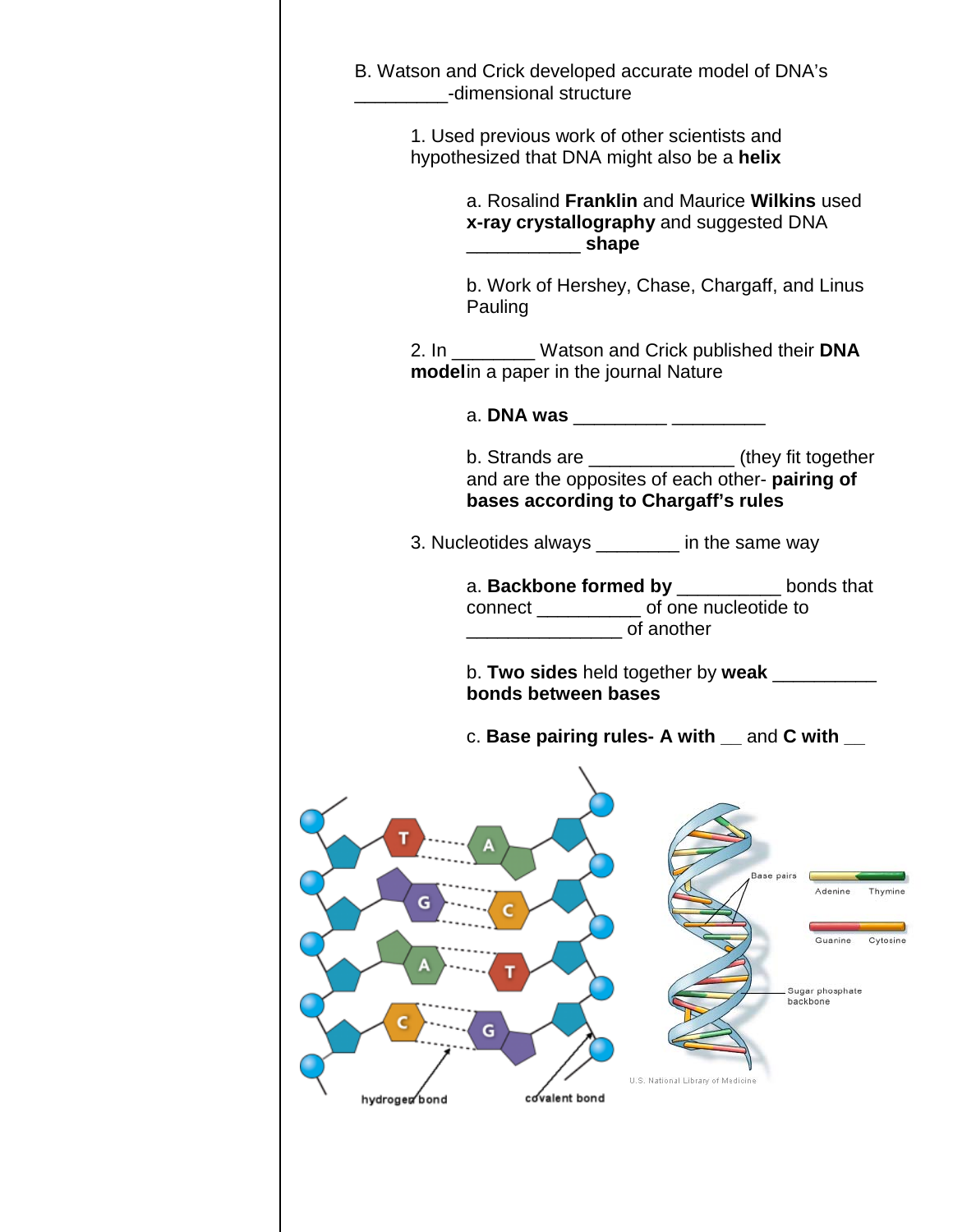B. Watson and Crick developed accurate model of DNA's _________-dimensional structure

1. Used previous work of other scientists and hypothesized that DNA might also be a **helix**

   a. Rosalind **Franklin** and Maurice **Wilkins** used **x-ray crystallography** and suggested DNA ___________ **shape**

   b. Work of Hershey, Chase, Chargaff, and Linus Pauling

2. In ________ Watson and Crick published their **DNA model** in a paper in the journal Nature

   a. **DNA was** _________ _________

   b. Strands are ______________ (they fit together and are the opposites of each other- **pairing of bases according to Chargaff's rules**

3. Nucleotides always ________ in the same way

   a. **Backbone formed by** __________ bonds that connect __________ of one nucleotide to _______________ of another

   b. **Two sides** held together by **weak** __________ **bonds between bases**

   c. **Base pairing rules- A with** __ and **C with** __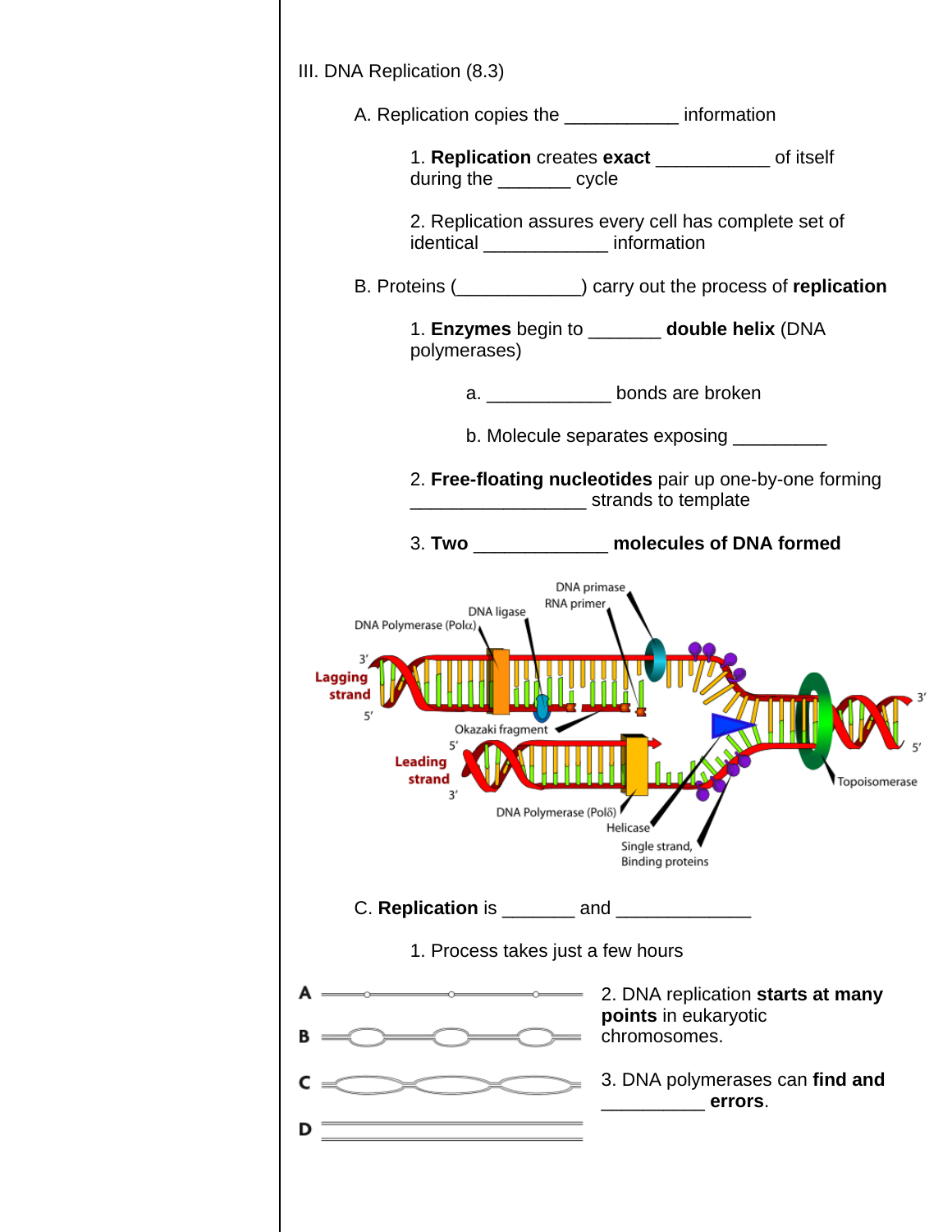III. DNA Replication (8.3)

A. Replication copies the ___________ information

1. **Replication** creates **exact** ___________ of itself during the _______ cycle

2. Replication assures every cell has complete set of identical ____________ information

B. Proteins (____________) carry out the process of **replication**

1. **Enzymes** begin to _______ **double helix** (DNA polymerases)

a. ____________ bonds are broken

b. Molecule separates exposing _________

2. **Free-floating nucleotides** pair up one-by-one forming _________________ strands to template

3. **Two** _____________ **molecules of DNA formed**

C. **Replication** is _______ and _____________

1. Process takes just a few hours

2. DNA replication **starts at many points** in eukaryotic chromosomes.

3. DNA polymerases can **find and** __________ **errors**.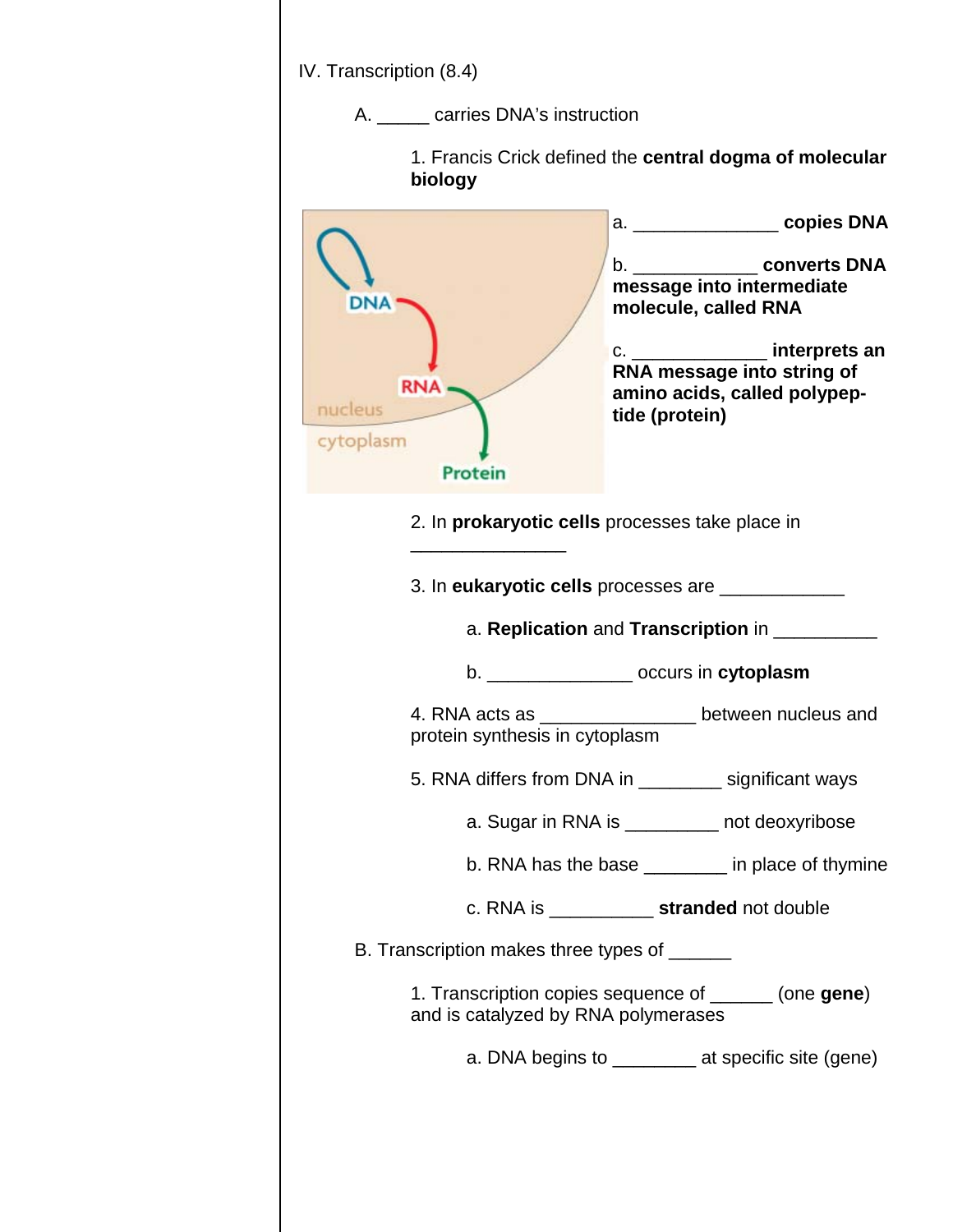IV. Transcription (8.4)

A. _____ carries DNA's instruction

1. Francis Crick defined the **central dogma of molecular biology**

a. ______________ **copies DNA**

b. ____________ **converts DNA message into intermediate molecule, called RNA**

c. _____________ **interprets an RNA message into string of amino acids, called polypeptide (protein)**

2. In **prokaryotic cells** processes take place in _______________

3. In **eukaryotic cells** processes are ____________

a. **Replication** and **Transcription** in __________

b. ______________ occurs in **cytoplasm**

4. RNA acts as _______________ between nucleus and protein synthesis in cytoplasm

5. RNA differs from DNA in ________ significant ways

a. Sugar in RNA is _________ not deoxyribose

b. RNA has the base ________ in place of thymine

c. RNA is __________ **stranded** not double

B. Transcription makes three types of ______

1. Transcription copies sequence of ______ (one **gene**) and is catalyzed by RNA polymerases

a. DNA begins to ________ at specific site (gene)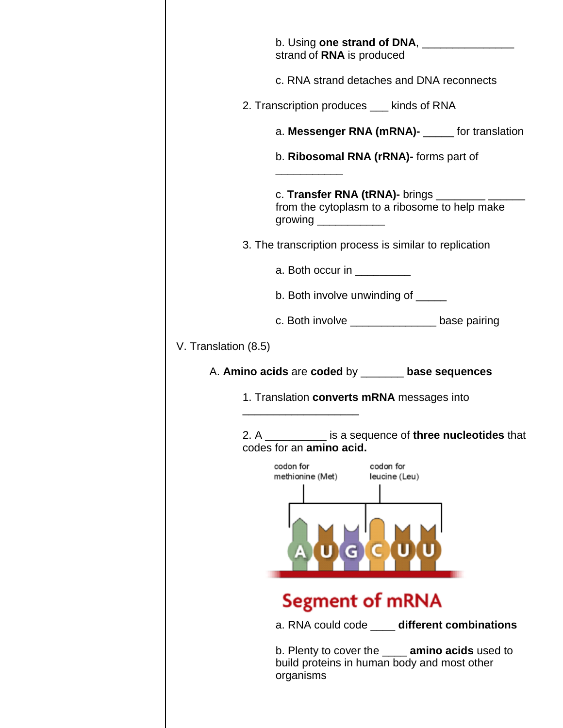b. Using **one strand of DNA**, _______________ strand of **RNA** is produced

c. RNA strand detaches and DNA reconnects

2. Transcription produces ___ kinds of RNA

a. **Messenger RNA (mRNA)-** _____ for translation

b. **Ribosomal RNA (rRNA)-** forms part of ___________

c. **Transfer RNA (tRNA)-** brings ________ ______ from the cytoplasm to a ribosome to help make growing ___________

3. The transcription process is similar to replication

a. Both occur in _________

b. Both involve unwinding of _____

c. Both involve ______________ base pairing

V. Translation (8.5)

A. **Amino acids** are **coded** by _______ **base sequences**

1. Translation **converts mRNA** messages into ___________________

2. A __________ is a sequence of **three nucleotides** that codes for an **amino acid.**

codon for methionine (Met) — codon for leucine (Leu)

A U G C U U

Segment of mRNA

a. RNA could code ____ **different combinations**

b. Plenty to cover the ____ **amino acids** used to build proteins in human body and most other organisms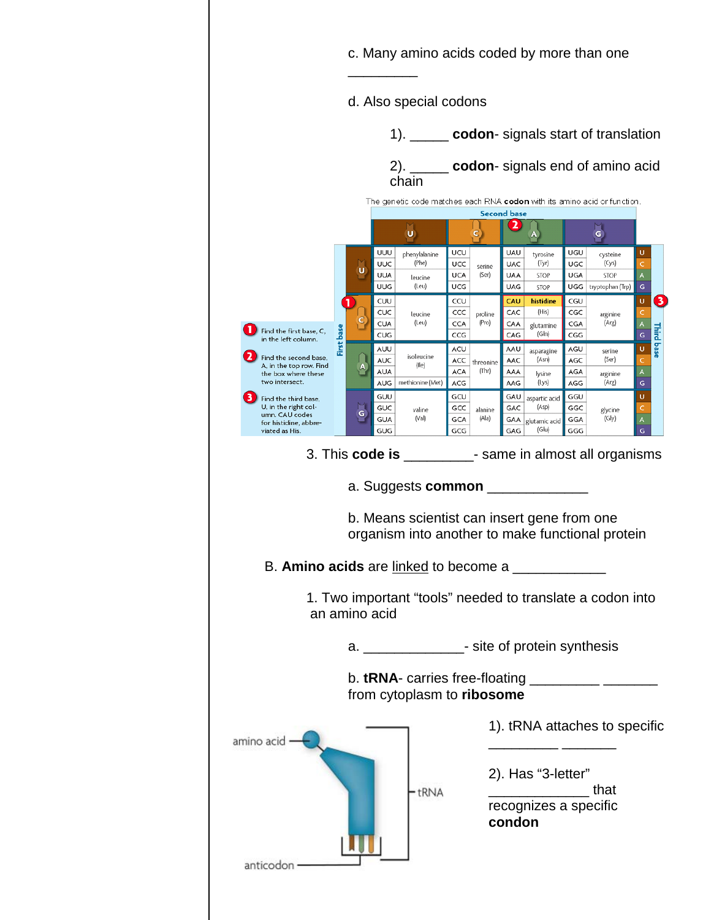c. Many amino acids coded by more than one _________

d. Also special codons

1). _____ **codon**- signals start of translation

2). _____ **codon**- signals end of amino acid chain

The genetic code matches each RNA **codon** with its amino acid or function.

| First base | U | | C | | A | | G | | Third base |
|---|---|---|---|---|---|---|---|---|---|
| U | UUU | phenylalanine (Phe) | UCU | serine (Ser) | UAU | tyrosine (Tyr) | UGU | cysteine (Cys) | U |
| U | UUC | phenylalanine (Phe) | UCC | serine (Ser) | UAC | tyrosine (Tyr) | UGC | cysteine (Cys) | C |
| U | UUA | leucine (Leu) | UCA | serine (Ser) | UAA | STOP | UGA | STOP | A |
| U | UUG | leucine (Leu) | UCG | serine (Ser) | UAG | STOP | UGG | tryptophan (Trp) | G |
| C | CUU | leucine (Leu) | CCU | proline (Pro) | CAU | histidine (His) | CGU | arginine (Arg) | U |
| C | CUC | leucine (Leu) | CCC | proline (Pro) | CAC | histidine (His) | CGC | arginine (Arg) | C |
| C | CUA | leucine (Leu) | CCA | proline (Pro) | CAA | glutamine (Gln) | CGA | arginine (Arg) | A |
| C | CUG | leucine (Leu) | CCG | proline (Pro) | CAG | glutamine (Gln) | CGG | arginine (Arg) | G |
| A | AUU | isoleucine (Ile) | ACU | threonine (Thr) | AAU | asparagine (Asn) | AGU | serine (Ser) | U |
| A | AUC | isoleucine (Ile) | ACC | threonine (Thr) | AAC | asparagine (Asn) | AGC | serine (Ser) | C |
| A | AUA | isoleucine (Ile) | ACA | threonine (Thr) | AAA | lysine (Lys) | AGA | arginine (Arg) | A |
| A | AUG | methionine (Met) | ACG | threonine (Thr) | AAG | lysine (Lys) | AGG | arginine (Arg) | G |
| G | GUU | valine (Val) | GCU | alanine (Ala) | GAU | aspartic acid (Asp) | GGU | glycine (Gly) | U |
| G | GUC | valine (Val) | GCC | alanine (Ala) | GAC | aspartic acid (Asp) | GGC | glycine (Gly) | C |
| G | GUA | valine (Val) | GCA | alanine (Ala) | GAA | glutamic acid (Glu) | GGA | glycine (Gly) | A |
| G | GUG | valine (Val) | GCG | alanine (Ala) | GAG | glutamic acid (Glu) | GGG | glycine (Gly) | G |

1. Find the first base, C, in the left column.
2. Find the second base, A, in the top row. Find the box where these two intersect.
3. Find the third base, U, in the right column. CAU codes for histidine, abbreviated as His.

3. This **code is** _________- same in almost all organisms

a. Suggests **common** _____________

b. Means scientist can insert gene from one organism into another to make functional protein

B. **Amino acids** are linked to become a ____________

1. Two important "tools" needed to translate a codon into an amino acid

a. _____________- site of protein synthesis

b. **tRNA**- carries free-floating _________ _______ from cytoplasm to **ribosome**

amino acid

tRNA

anticodon

1). tRNA attaches to specific _________ _______

2). Has "3-letter" _____________ that recognizes a specific **condon**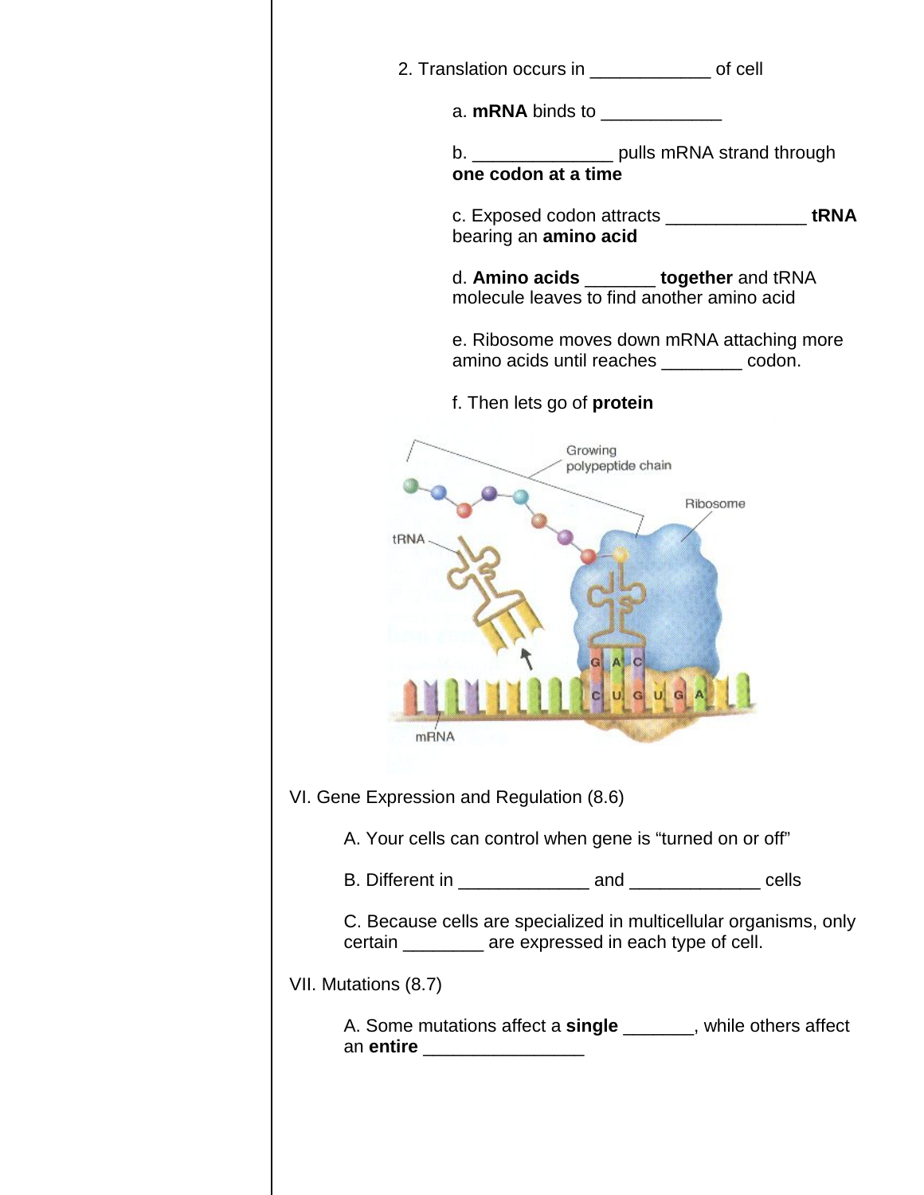2. Translation occurs in ____________ of cell

   a. **mRNA** binds to ____________

   b. ______________ pulls mRNA strand through **one codon at a time**

   c. Exposed codon attracts ______________ **tRNA** bearing an **amino acid**

   d. **Amino acids** _______ **together** and tRNA molecule leaves to find another amino acid

   e. Ribosome moves down mRNA attaching more amino acids until reaches ________ codon.

   f. Then lets go of **protein**

VI. Gene Expression and Regulation (8.6)

   A. Your cells can control when gene is "turned on or off"

   B. Different in _____________ and _____________ cells

   C. Because cells are specialized in multicellular organisms, only certain ________ are expressed in each type of cell.

VII. Mutations (8.7)

   A. Some mutations affect a **single** _______, while others affect an **entire** ________________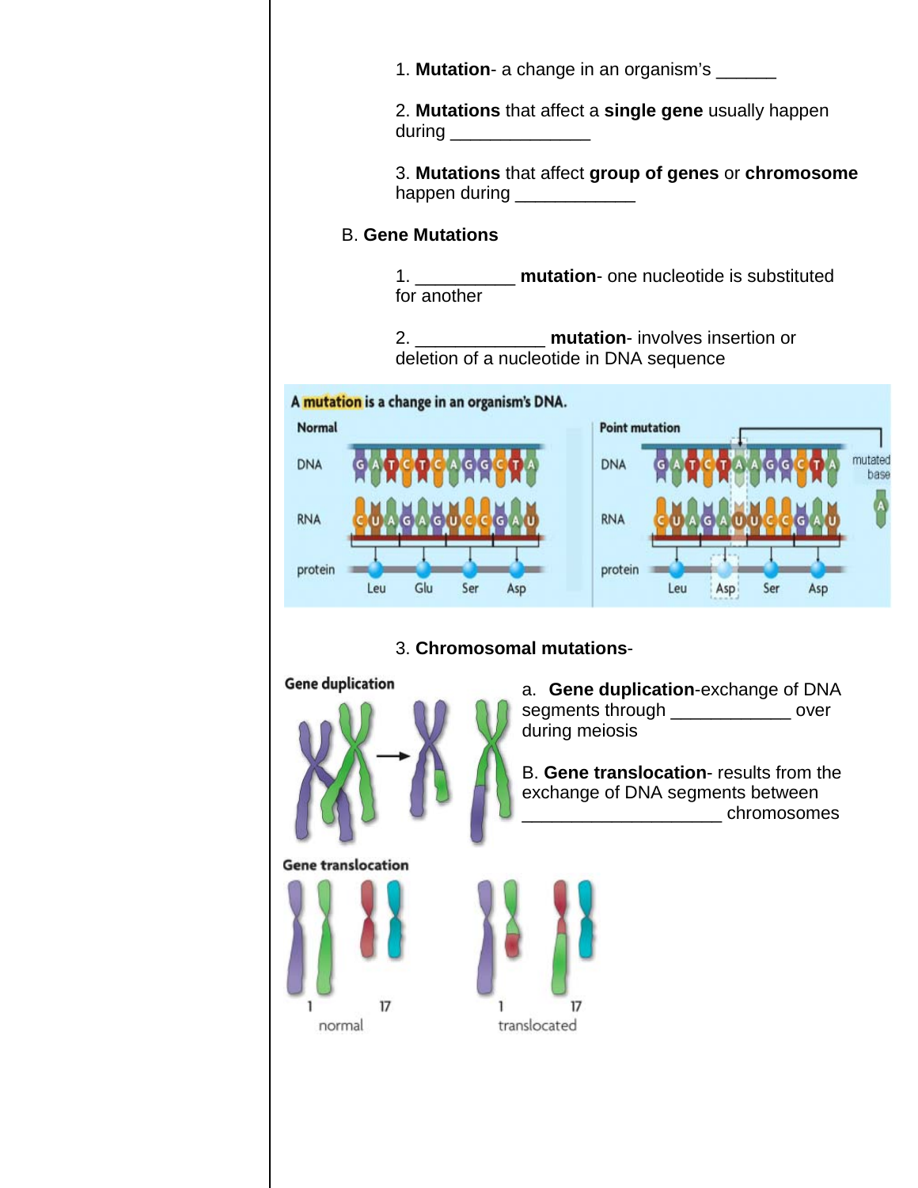1. **Mutation**- a change in an organism's ______

2. **Mutations** that affect a **single gene** usually happen during ______________

3. **Mutations** that affect **group of genes** or **chromosome** happen during ____________

B. **Gene Mutations**

1. __________ **mutation**- one nucleotide is substituted for another

2. _____________ **mutation**- involves insertion or deletion of a nucleotide in DNA sequence

3. **Chromosomal mutations**-

a. **Gene duplication**-exchange of DNA segments through ____________ over during meiosis

B. **Gene translocation**- results from the exchange of DNA segments between ___________________ chromosomes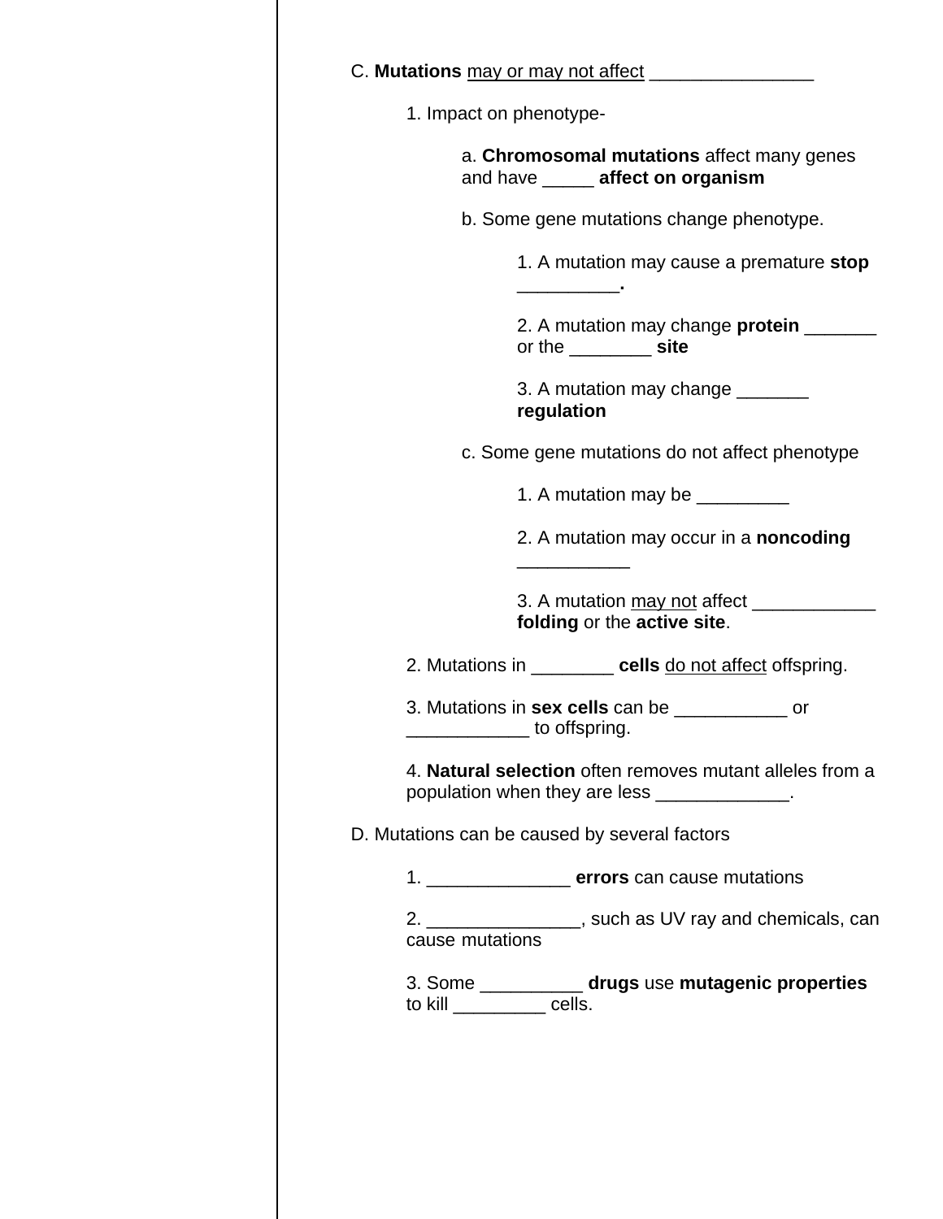C. **Mutations** may or may not affect ________________

1. Impact on phenotype-

    a. **Chromosomal mutations** affect many genes and have _____ **affect on organism**

    b. Some gene mutations change phenotype.

        1. A mutation may cause a premature **stop __________.**

        2. A mutation may change **protein** _______ or the ________ **site**

        3. A mutation may change _______ **regulation**

    c. Some gene mutations do not affect phenotype

        1. A mutation may be _________

        2. A mutation may occur in a **noncoding** ___________

        3. A mutation may not affect ____________ **folding** or the **active site**.

2. Mutations in ________ **cells** do not affect offspring.

3. Mutations in **sex cells** can be ___________ or ____________ to offspring.

4. **Natural selection** often removes mutant alleles from a population when they are less _____________.

D. Mutations can be caused by several factors

1. ______________ **errors** can cause mutations

2. _______________, such as UV ray and chemicals, can cause mutations

3. Some __________ **drugs** use **mutagenic properties** to kill _________ cells.